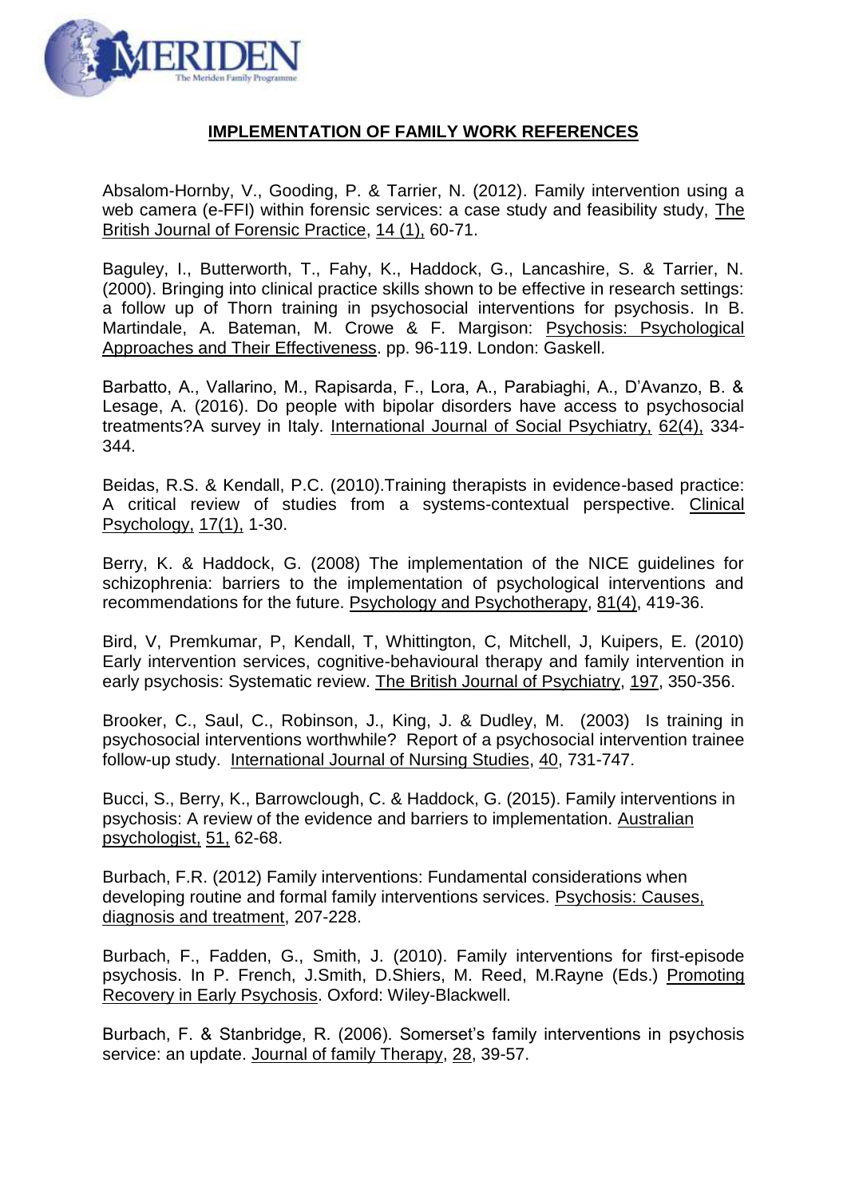## IMPLEMENTATION OF FAMILY WORK REFERENCES

Absalom-Hornby, V., Gooding, P. & Tarrier, N. (2012). Family intervention using a web camera (e-FFI) within forensic services: a case study and feasibility study, The British Journal of Forensic Practice, 14 (1), 60-71.

Baguley, I., Butterworth, T., Fahy, K., Haddock, G., Lancashire, S. & Tarrier, N. (2000). Bringing into clinical practice skills shown to be effective in research settings: a follow up of Thorn training in psychosocial interventions for psychosis. In B. Martindale, A. Bateman, M. Crowe & F. Margison: Psychosis: Psychological Approaches and Their Effectiveness. pp. 96-119. London: Gaskell.

Barbatto, A., Vallarino, M., Rapisarda, F., Lora, A., Parabiaghi, A., D'Avanzo, B. & Lesage, A. (2016). Do people with bipolar disorders have access to psychosocial treatments?A survey in Italy. International Journal of Social Psychiatry, 62(4), 334-344.

Beidas, R.S. & Kendall, P.C. (2010).Training therapists in evidence-based practice: A critical review of studies from a systems-contextual perspective. Clinical Psychology, 17(1), 1-30.

Berry, K. & Haddock, G. (2008) The implementation of the NICE guidelines for schizophrenia: barriers to the implementation of psychological interventions and recommendations for the future. Psychology and Psychotherapy, 81(4), 419-36.

Bird, V, Premkumar, P, Kendall, T, Whittington, C, Mitchell, J, Kuipers, E. (2010) Early intervention services, cognitive-behavioural therapy and family intervention in early psychosis: Systematic review. The British Journal of Psychiatry, 197, 350-356.

Brooker, C., Saul, C., Robinson, J., King, J. & Dudley, M. (2003) Is training in psychosocial interventions worthwhile? Report of a psychosocial intervention trainee follow-up study. International Journal of Nursing Studies, 40, 731-747.

Bucci, S., Berry, K., Barrowclough, C. & Haddock, G. (2015). Family interventions in psychosis: A review of the evidence and barriers to implementation. Australian psychologist, 51, 62-68.

Burbach, F.R. (2012) Family interventions: Fundamental considerations when developing routine and formal family interventions services. Psychosis: Causes, diagnosis and treatment, 207-228.

Burbach, F., Fadden, G., Smith, J. (2010). Family interventions for first-episode psychosis. In P. French, J.Smith, D.Shiers, M. Reed, M.Rayne (Eds.) Promoting Recovery in Early Psychosis. Oxford: Wiley-Blackwell.

Burbach, F. & Stanbridge, R. (2006). Somerset's family interventions in psychosis service: an update. Journal of family Therapy, 28, 39-57.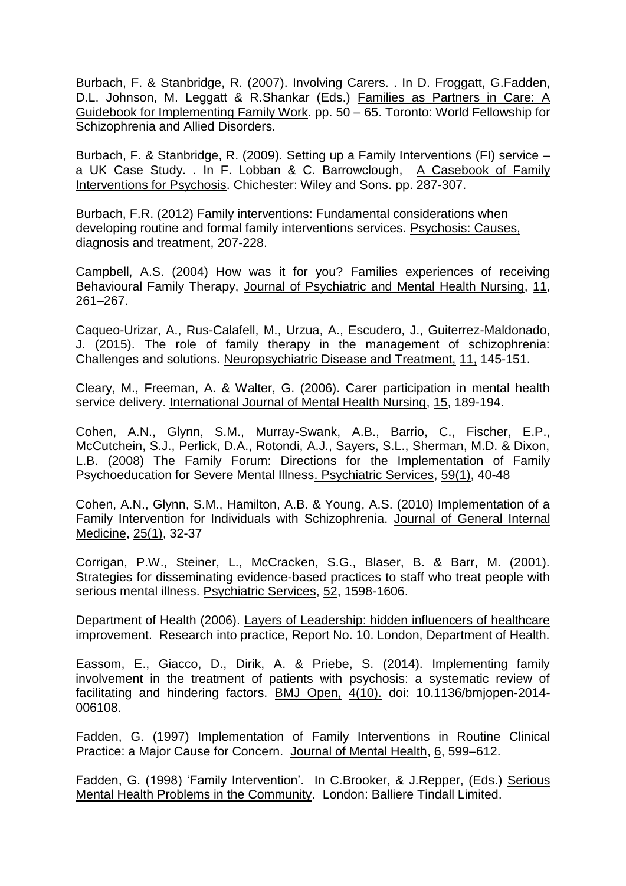Burbach, F. & Stanbridge, R. (2007). Involving Carers. . In D. Froggatt, G.Fadden, D.L. Johnson, M. Leggatt & R.Shankar (Eds.) Families as Partners in Care: A Guidebook for Implementing Family Work. pp. 50 – 65. Toronto: World Fellowship for Schizophrenia and Allied Disorders.

Burbach, F. & Stanbridge, R. (2009). Setting up a Family Interventions (FI) service – a UK Case Study. . In F. Lobban & C. Barrowclough, A Casebook of Family Interventions for Psychosis. Chichester: Wiley and Sons. pp. 287-307.

Burbach, F.R. (2012) Family interventions: Fundamental considerations when developing routine and formal family interventions services. Psychosis: Causes, diagnosis and treatment, 207-228.

Campbell, A.S. (2004) How was it for you? Families experiences of receiving Behavioural Family Therapy, Journal of Psychiatric and Mental Health Nursing, 11, 261–267.

Caqueo-Urizar, A., Rus-Calafell, M., Urzua, A., Escudero, J., Guiterrez-Maldonado, J. (2015). The role of family therapy in the management of schizophrenia: Challenges and solutions. Neuropsychiatric Disease and Treatment, 11, 145-151.

Cleary, M., Freeman, A. & Walter, G. (2006). Carer participation in mental health service delivery. International Journal of Mental Health Nursing, 15, 189-194.

Cohen, A.N., Glynn, S.M., Murray-Swank, A.B., Barrio, C., Fischer, E.P., McCutchein, S.J., Perlick, D.A., Rotondi, A.J., Sayers, S.L., Sherman, M.D. & Dixon, L.B. (2008) The Family Forum: Directions for the Implementation of Family Psychoeducation for Severe Mental Illness. Psychiatric Services, 59(1), 40-48

Cohen, A.N., Glynn, S.M., Hamilton, A.B. & Young, A.S. (2010) Implementation of a Family Intervention for Individuals with Schizophrenia. Journal of General Internal Medicine, 25(1), 32-37

Corrigan, P.W., Steiner, L., McCracken, S.G., Blaser, B. & Barr, M. (2001). Strategies for disseminating evidence-based practices to staff who treat people with serious mental illness. Psychiatric Services, 52, 1598-1606.

Department of Health (2006). Layers of Leadership: hidden influencers of healthcare improvement. Research into practice, Report No. 10. London, Department of Health.

Eassom, E., Giacco, D., Dirik, A. & Priebe, S. (2014). Implementing family involvement in the treatment of patients with psychosis: a systematic review of facilitating and hindering factors. BMJ Open, 4(10). doi: 10.1136/bmjopen-2014-006108.

Fadden, G. (1997) Implementation of Family Interventions in Routine Clinical Practice: a Major Cause for Concern. Journal of Mental Health, 6, 599–612.

Fadden, G. (1998) 'Family Intervention'. In C.Brooker, & J.Repper, (Eds.) Serious Mental Health Problems in the Community. London: Balliere Tindall Limited.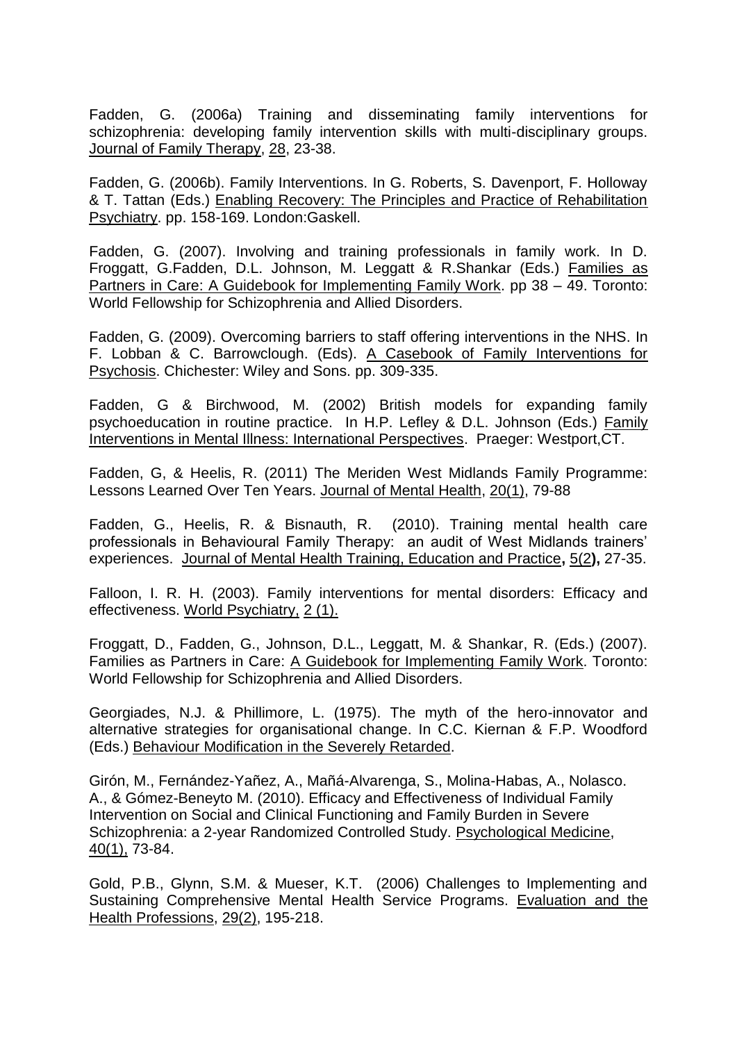Fadden, G. (2006a) Training and disseminating family interventions for schizophrenia: developing family intervention skills with multi-disciplinary groups. Journal of Family Therapy, 28, 23-38.

Fadden, G. (2006b). Family Interventions. In G. Roberts, S. Davenport, F. Holloway & T. Tattan (Eds.) Enabling Recovery: The Principles and Practice of Rehabilitation Psychiatry. pp. 158-169. London:Gaskell.

Fadden, G. (2007). Involving and training professionals in family work. In D. Froggatt, G.Fadden, D.L. Johnson, M. Leggatt & R.Shankar (Eds.) Families as Partners in Care: A Guidebook for Implementing Family Work. pp 38 – 49. Toronto: World Fellowship for Schizophrenia and Allied Disorders.

Fadden, G. (2009). Overcoming barriers to staff offering interventions in the NHS. In F. Lobban & C. Barrowclough. (Eds). A Casebook of Family Interventions for Psychosis. Chichester: Wiley and Sons. pp. 309-335.

Fadden, G & Birchwood, M. (2002) British models for expanding family psychoeducation in routine practice. In H.P. Lefley & D.L. Johnson (Eds.) Family Interventions in Mental Illness: International Perspectives. Praeger: Westport,CT.

Fadden, G, & Heelis, R. (2011) The Meriden West Midlands Family Programme: Lessons Learned Over Ten Years. Journal of Mental Health, 20(1), 79-88

Fadden, G., Heelis, R. & Bisnauth, R. (2010). Training mental health care professionals in Behavioural Family Therapy: an audit of West Midlands trainers' experiences. Journal of Mental Health Training, Education and Practice**,** 5(2**),** 27-35.

Falloon, I. R. H. (2003). Family interventions for mental disorders: Efficacy and effectiveness. World Psychiatry, 2 (1).

Froggatt, D., Fadden, G., Johnson, D.L., Leggatt, M. & Shankar, R. (Eds.) (2007). Families as Partners in Care: A Guidebook for Implementing Family Work. Toronto: World Fellowship for Schizophrenia and Allied Disorders.

Georgiades, N.J. & Phillimore, L. (1975). The myth of the hero-innovator and alternative strategies for organisational change. In C.C. Kiernan & F.P. Woodford (Eds.) Behaviour Modification in the Severely Retarded.

Girón, M., Fernández-Yañez, A., Mañá-Alvarenga, S., Molina-Habas, A., Nolasco. A., & Gómez-Beneyto M. (2010). Efficacy and Effectiveness of Individual Family Intervention on Social and Clinical Functioning and Family Burden in Severe Schizophrenia: a 2-year Randomized Controlled Study. Psychological Medicine, 40(1), 73-84.

Gold, P.B., Glynn, S.M. & Mueser, K.T. (2006) Challenges to Implementing and Sustaining Comprehensive Mental Health Service Programs. Evaluation and the Health Professions, 29(2), 195-218.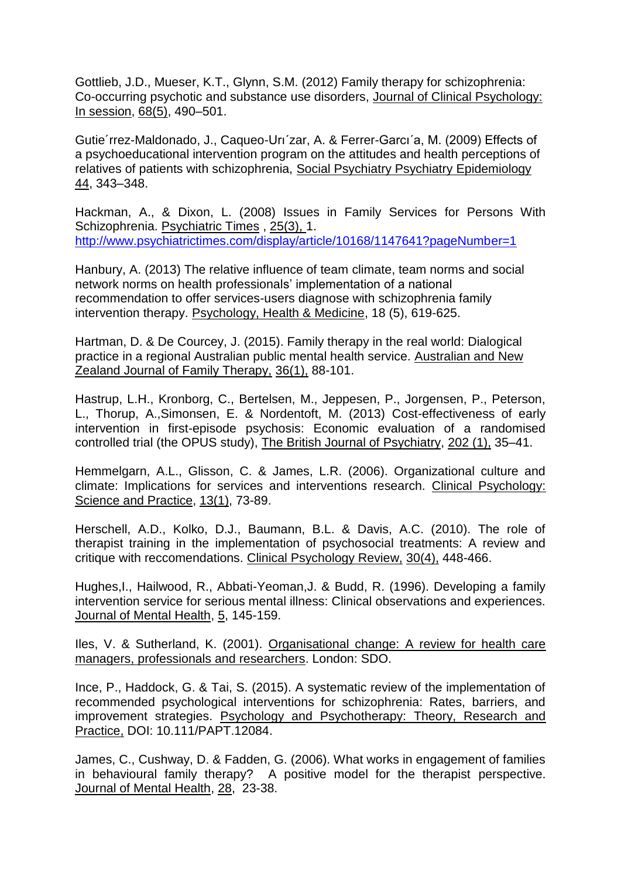Gottlieb, J.D., Mueser, K.T., Glynn, S.M. (2012) Family therapy for schizophrenia: Co-occurring psychotic and substance use disorders, Journal of Clinical Psychology: In session, 68(5), 490–501.

Gutie´rrez-Maldonado, J., Caqueo-Urı´zar, A. & Ferrer-Garcı´a, M. (2009) Effects of a psychoeducational intervention program on the attitudes and health perceptions of relatives of patients with schizophrenia, Social Psychiatry Psychiatry Epidemiology 44, 343–348.

Hackman, A., & Dixon, L. (2008) Issues in Family Services for Persons With Schizophrenia. Psychiatric Times , 25(3), 1. http://www.psychiatrictimes.com/display/article/10168/1147641?pageNumber=1

Hanbury, A. (2013) The relative influence of team climate, team norms and social network norms on health professionals' implementation of a national recommendation to offer services-users diagnose with schizophrenia family intervention therapy. Psychology, Health & Medicine, 18 (5), 619-625.

Hartman, D. & De Courcey, J. (2015). Family therapy in the real world: Dialogical practice in a regional Australian public mental health service. Australian and New Zealand Journal of Family Therapy, 36(1), 88-101.

Hastrup, L.H., Kronborg, C., Bertelsen, M., Jeppesen, P., Jorgensen, P., Peterson, L., Thorup, A.,Simonsen, E. & Nordentoft, M. (2013) Cost-effectiveness of early intervention in first-episode psychosis: Economic evaluation of a randomised controlled trial (the OPUS study), The British Journal of Psychiatry, 202 (1), 35–41.

Hemmelgarn, A.L., Glisson, C. & James, L.R. (2006). Organizational culture and climate: Implications for services and interventions research. Clinical Psychology: Science and Practice, 13(1), 73-89.

Herschell, A.D., Kolko, D.J., Baumann, B.L. & Davis, A.C. (2010). The role of therapist training in the implementation of psychosocial treatments: A review and critique with reccomendations. Clinical Psychology Review, 30(4), 448-466.

Hughes,I., Hailwood, R., Abbati-Yeoman,J. & Budd, R. (1996). Developing a family intervention service for serious mental illness: Clinical observations and experiences. Journal of Mental Health, 5, 145-159.

Iles, V. & Sutherland, K. (2001). Organisational change: A review for health care managers, professionals and researchers. London: SDO.

Ince, P., Haddock, G. & Tai, S. (2015). A systematic review of the implementation of recommended psychological interventions for schizophrenia: Rates, barriers, and improvement strategies. Psychology and Psychotherapy: Theory, Research and Practice, DOI: 10.111/PAPT.12084.

James, C., Cushway, D. & Fadden, G. (2006). What works in engagement of families in behavioural family therapy? A positive model for the therapist perspective. Journal of Mental Health, 28, 23-38.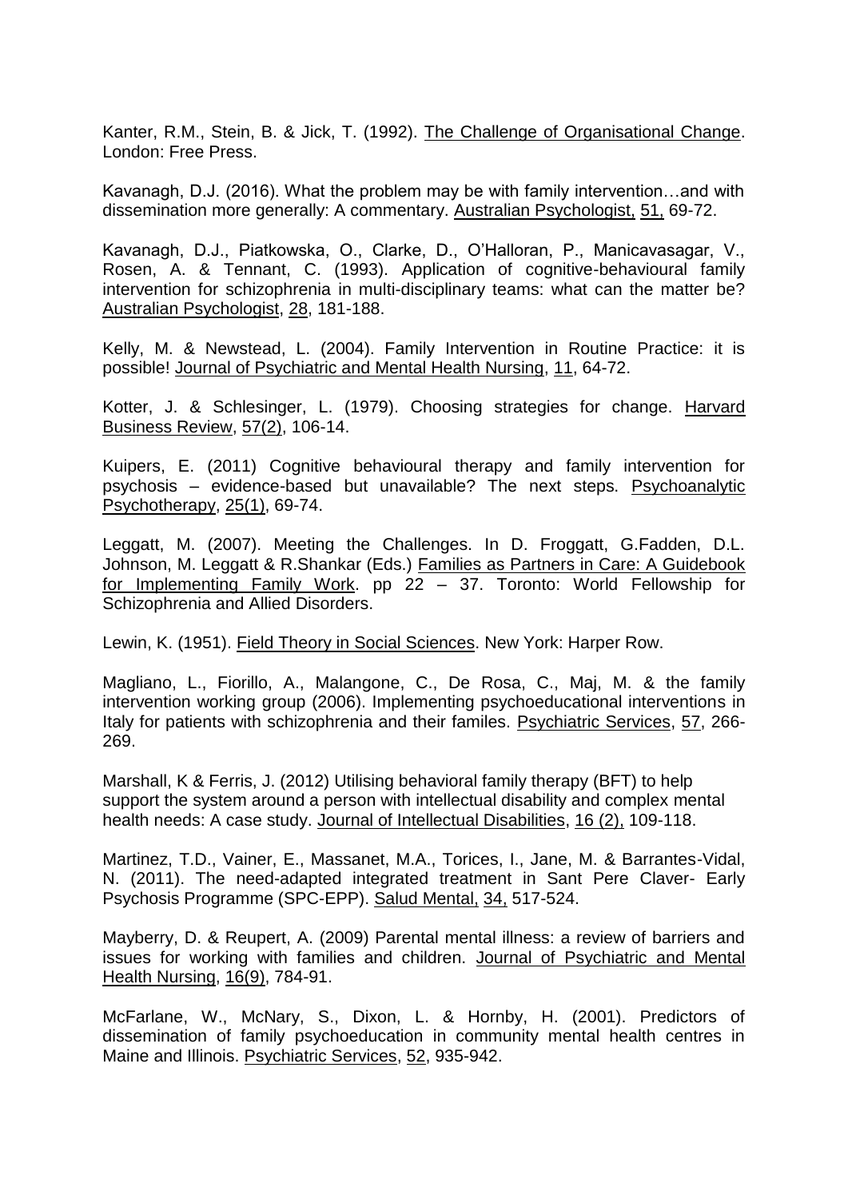Kanter, R.M., Stein, B. & Jick, T. (1992). The Challenge of Organisational Change. London: Free Press.

Kavanagh, D.J. (2016). What the problem may be with family intervention…and with dissemination more generally: A commentary. Australian Psychologist, 51, 69-72.

Kavanagh, D.J., Piatkowska, O., Clarke, D., O'Halloran, P., Manicavasagar, V., Rosen, A. & Tennant, C. (1993). Application of cognitive-behavioural family intervention for schizophrenia in multi-disciplinary teams: what can the matter be? Australian Psychologist, 28, 181-188.

Kelly, M. & Newstead, L. (2004). Family Intervention in Routine Practice: it is possible! Journal of Psychiatric and Mental Health Nursing, 11, 64-72.

Kotter, J. & Schlesinger, L. (1979). Choosing strategies for change. Harvard Business Review, 57(2), 106-14.

Kuipers, E. (2011) Cognitive behavioural therapy and family intervention for psychosis – evidence-based but unavailable? The next steps. Psychoanalytic Psychotherapy, 25(1), 69-74.

Leggatt, M. (2007). Meeting the Challenges. In D. Froggatt, G.Fadden, D.L. Johnson, M. Leggatt & R.Shankar (Eds.) Families as Partners in Care: A Guidebook for Implementing Family Work. pp 22 – 37. Toronto: World Fellowship for Schizophrenia and Allied Disorders.

Lewin, K. (1951). Field Theory in Social Sciences. New York: Harper Row.

Magliano, L., Fiorillo, A., Malangone, C., De Rosa, C., Maj, M. & the family intervention working group (2006). Implementing psychoeducational interventions in Italy for patients with schizophrenia and their familes. Psychiatric Services, 57, 266-269.

Marshall, K & Ferris, J. (2012) Utilising behavioral family therapy (BFT) to help support the system around a person with intellectual disability and complex mental health needs: A case study. Journal of Intellectual Disabilities, 16 (2), 109-118.

Martinez, T.D., Vainer, E., Massanet, M.A., Torices, I., Jane, M. & Barrantes-Vidal, N. (2011). The need-adapted integrated treatment in Sant Pere Claver- Early Psychosis Programme (SPC-EPP). Salud Mental, 34, 517-524.

Mayberry, D. & Reupert, A. (2009) Parental mental illness: a review of barriers and issues for working with families and children. Journal of Psychiatric and Mental Health Nursing, 16(9), 784-91.

McFarlane, W., McNary, S., Dixon, L. & Hornby, H. (2001). Predictors of dissemination of family psychoeducation in community mental health centres in Maine and Illinois. Psychiatric Services, 52, 935-942.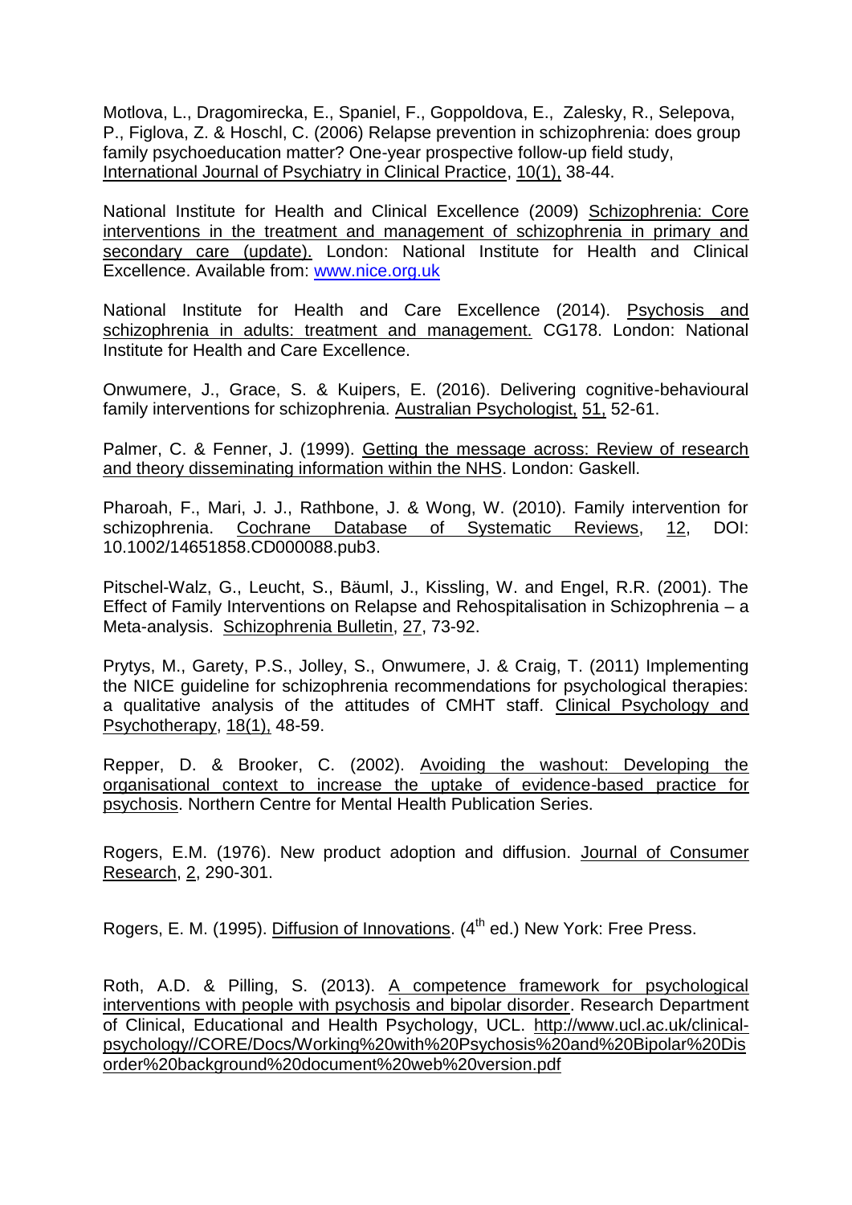Motlova, L., Dragomirecka, E., Spaniel, F., Goppoldova, E., Zalesky, R., Selepova, P., Figlova, Z. & Hoschl, C. (2006) Relapse prevention in schizophrenia: does group family psychoeducation matter? One-year prospective follow-up field study, International Journal of Psychiatry in Clinical Practice, 10(1), 38-44.

National Institute for Health and Clinical Excellence (2009) Schizophrenia: Core interventions in the treatment and management of schizophrenia in primary and secondary care (update). London: National Institute for Health and Clinical Excellence. Available from: www.nice.org.uk

National Institute for Health and Care Excellence (2014). Psychosis and schizophrenia in adults: treatment and management. CG178. London: National Institute for Health and Care Excellence.

Onwumere, J., Grace, S. & Kuipers, E. (2016). Delivering cognitive-behavioural family interventions for schizophrenia. Australian Psychologist, 51, 52-61.

Palmer, C. & Fenner, J. (1999). Getting the message across: Review of research and theory disseminating information within the NHS. London: Gaskell.

Pharoah, F., Mari, J. J., Rathbone, J. & Wong, W. (2010). Family intervention for schizophrenia. Cochrane Database of Systematic Reviews, 12, DOI: 10.1002/14651858.CD000088.pub3.

Pitschel-Walz, G., Leucht, S., Bäuml, J., Kissling, W. and Engel, R.R. (2001). The Effect of Family Interventions on Relapse and Rehospitalisation in Schizophrenia – a Meta-analysis. Schizophrenia Bulletin, 27, 73-92.

Prytys, M., Garety, P.S., Jolley, S., Onwumere, J. & Craig, T. (2011) Implementing the NICE guideline for schizophrenia recommendations for psychological therapies: a qualitative analysis of the attitudes of CMHT staff. Clinical Psychology and Psychotherapy, 18(1), 48-59.

Repper, D. & Brooker, C. (2002). Avoiding the washout: Developing the organisational context to increase the uptake of evidence-based practice for psychosis. Northern Centre for Mental Health Publication Series.

Rogers, E.M. (1976). New product adoption and diffusion. Journal of Consumer Research, 2, 290-301.

Rogers, E. M. (1995). Diffusion of Innovations. (4th ed.) New York: Free Press.

Roth, A.D. & Pilling, S. (2013). A competence framework for psychological interventions with people with psychosis and bipolar disorder. Research Department of Clinical, Educational and Health Psychology, UCL. http://www.ucl.ac.uk/clinical-psychology//CORE/Docs/Working%20with%20Psychosis%20and%20Bipolar%20Disorder%20background%20document%20web%20version.pdf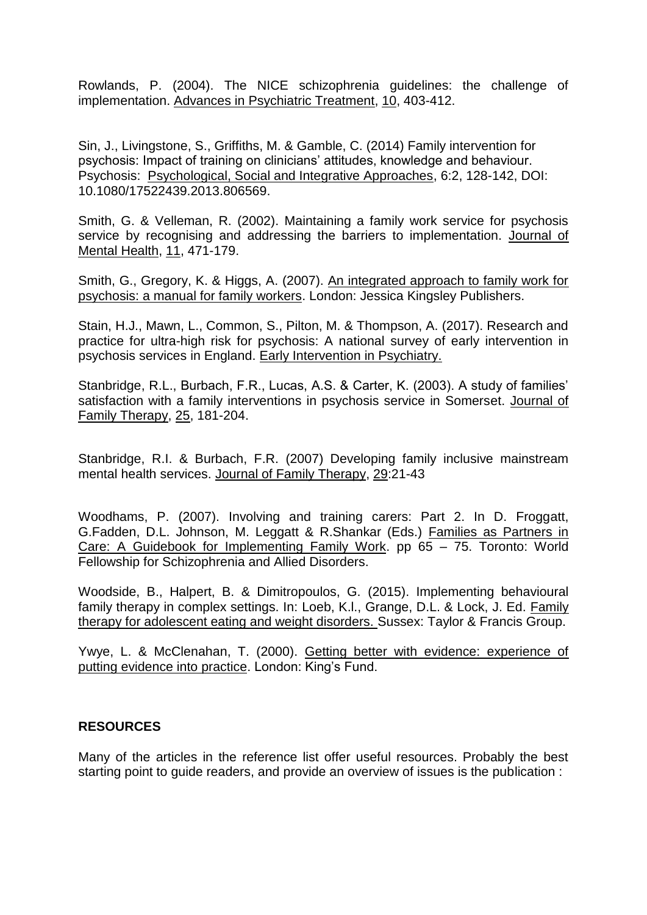Rowlands, P. (2004). The NICE schizophrenia guidelines: the challenge of implementation. Advances in Psychiatric Treatment, 10, 403-412.

Sin, J., Livingstone, S., Griffiths, M. & Gamble, C. (2014) Family intervention for psychosis: Impact of training on clinicians' attitudes, knowledge and behaviour. Psychosis: Psychological, Social and Integrative Approaches, 6:2, 128-142, DOI: 10.1080/17522439.2013.806569.

Smith, G. & Velleman, R. (2002). Maintaining a family work service for psychosis service by recognising and addressing the barriers to implementation. Journal of Mental Health, 11, 471-179.

Smith, G., Gregory, K. & Higgs, A. (2007). An integrated approach to family work for psychosis: a manual for family workers. London: Jessica Kingsley Publishers.

Stain, H.J., Mawn, L., Common, S., Pilton, M. & Thompson, A. (2017). Research and practice for ultra-high risk for psychosis: A national survey of early intervention in psychosis services in England. Early Intervention in Psychiatry.

Stanbridge, R.L., Burbach, F.R., Lucas, A.S. & Carter, K. (2003). A study of families' satisfaction with a family interventions in psychosis service in Somerset. Journal of Family Therapy, 25, 181-204.

Stanbridge, R.I. & Burbach, F.R. (2007) Developing family inclusive mainstream mental health services. Journal of Family Therapy, 29:21-43

Woodhams, P. (2007). Involving and training carers: Part 2. In D. Froggatt, G.Fadden, D.L. Johnson, M. Leggatt & R.Shankar (Eds.) Families as Partners in Care: A Guidebook for Implementing Family Work. pp 65 – 75. Toronto: World Fellowship for Schizophrenia and Allied Disorders.

Woodside, B., Halpert, B. & Dimitropoulos, G. (2015). Implementing behavioural family therapy in complex settings. In: Loeb, K.l., Grange, D.L. & Lock, J. Ed. Family therapy for adolescent eating and weight disorders. Sussex: Taylor & Francis Group.

Ywye, L. & McClenahan, T. (2000). Getting better with evidence: experience of putting evidence into practice. London: King's Fund.

**RESOURCES**

Many of the articles in the reference list offer useful resources. Probably the best starting point to guide readers, and provide an overview of issues is the publication :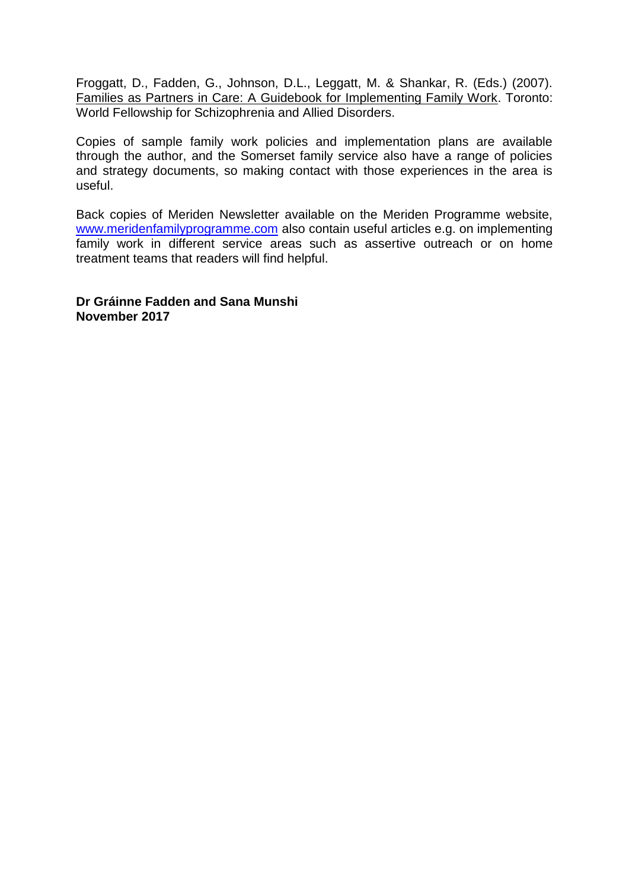Froggatt, D., Fadden, G., Johnson, D.L., Leggatt, M. & Shankar, R. (Eds.) (2007). Families as Partners in Care: A Guidebook for Implementing Family Work. Toronto: World Fellowship for Schizophrenia and Allied Disorders.

Copies of sample family work policies and implementation plans are available through the author, and the Somerset family service also have a range of policies and strategy documents, so making contact with those experiences in the area is useful.

Back copies of Meriden Newsletter available on the Meriden Programme website, www.meridenfamilyprogramme.com also contain useful articles e.g. on implementing family work in different service areas such as assertive outreach or on home treatment teams that readers will find helpful.

**Dr Gráinne Fadden and Sana Munshi**
**November 2017**